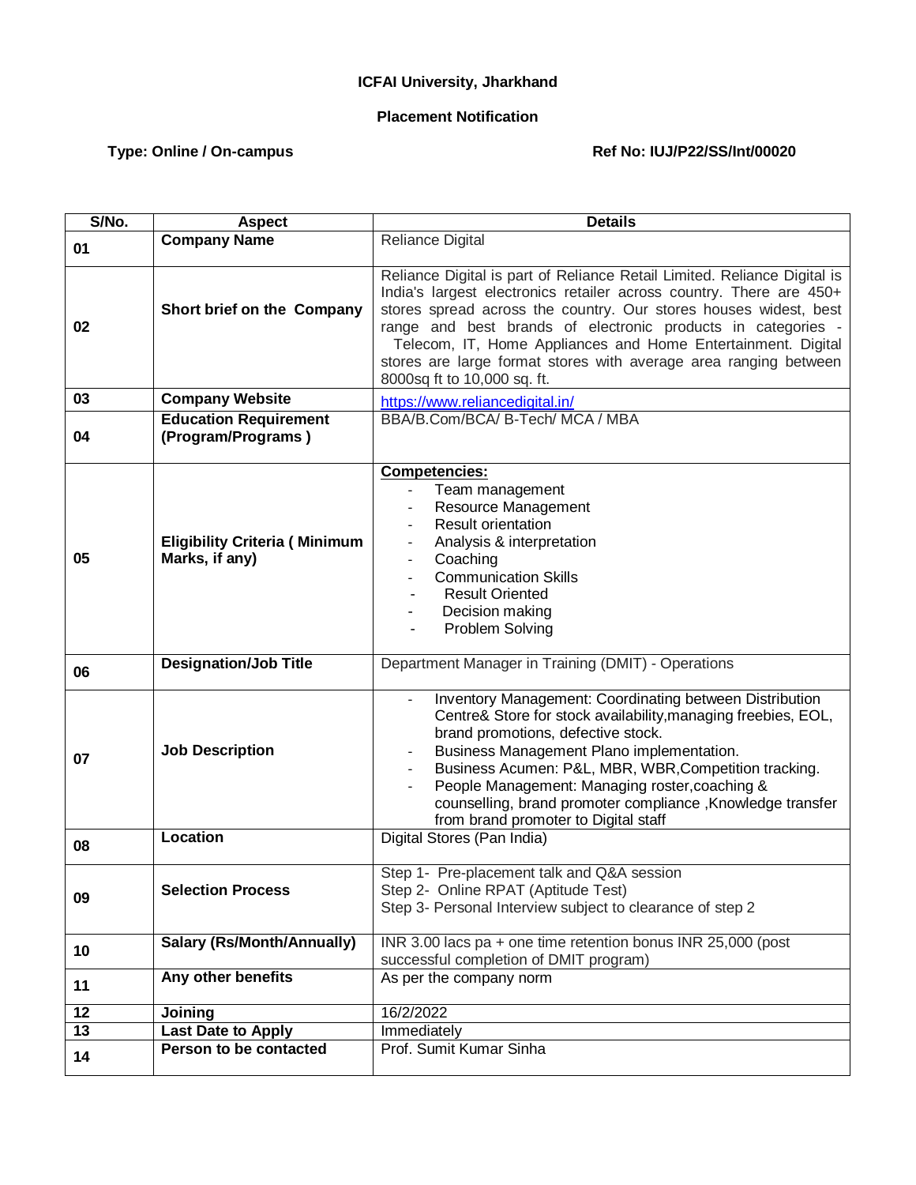**ICFAI University, Jharkhand**

**Placement Notification**

**Type: Online / On-campus** **Ref No: IUJ/P22/SS/Int/00020**

| S/No. | Aspect | Details |
|---|---|---|
| 01 | **Company Name** | Reliance Digital |
| 02 | **Short brief on the Company** | Reliance Digital is part of Reliance Retail Limited. Reliance Digital is India's largest electronics retailer across country. There are 450+ stores spread across the country. Our stores houses widest, best range and best brands of electronic products in categories - Telecom, IT, Home Appliances and Home Entertainment. Digital stores are large format stores with average area ranging between 8000sq ft to 10,000 sq. ft. |
| 03 | **Company Website** | https://www.reliancedigital.in/ |
| 04 | **Education Requirement (Program/Programs )** | BBA/B.Com/BCA/ B-Tech/ MCA / MBA |
| 05 | **Eligibility Criteria ( Minimum Marks, if any)** | **Competencies:**<br>- Team management<br>- Resource Management<br>- Result orientation<br>- Analysis & interpretation<br>- Coaching<br>- Communication Skills<br>- Result Oriented<br>- Decision making<br>- Problem Solving |
| 06 | **Designation/Job Title** | Department Manager in Training (DMIT) - Operations |
| 07 | **Job Description** | - Inventory Management: Coordinating between Distribution Centre& Store for stock availability,managing freebies, EOL, brand promotions, defective stock.<br>- Business Management Plano implementation.<br>- Business Acumen: P&L, MBR, WBR,Competition tracking.<br>- People Management: Managing roster,coaching & counselling, brand promoter compliance ,Knowledge transfer from brand promoter to Digital staff |
| 08 | **Location** | Digital Stores (Pan India) |
| 09 | **Selection Process** | Step 1- Pre-placement talk and Q&A session<br>Step 2- Online RPAT (Aptitude Test)<br>Step 3- Personal Interview subject to clearance of step 2 |
| 10 | **Salary (Rs/Month/Annually)** | INR 3.00 lacs pa + one time retention bonus INR 25,000 (post successful completion of DMIT program) |
| 11 | **Any other benefits** | As per the company norm |
| 12 | **Joining** | 16/2/2022 |
| 13 | **Last Date to Apply** | Immediately |
| 14 | **Person to be contacted** | Prof. Sumit Kumar Sinha |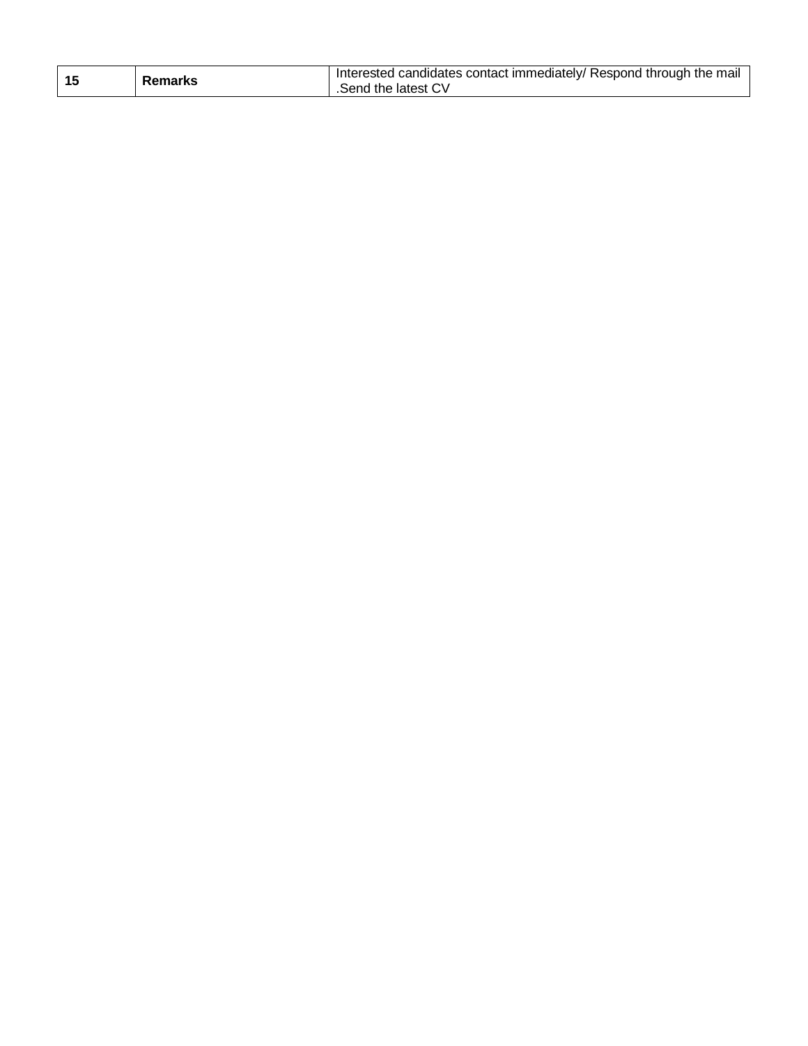| | | |
|---|---|---|
| **15** | **Remarks** | Interested candidates contact immediately/ Respond through the mail .Send the latest CV |